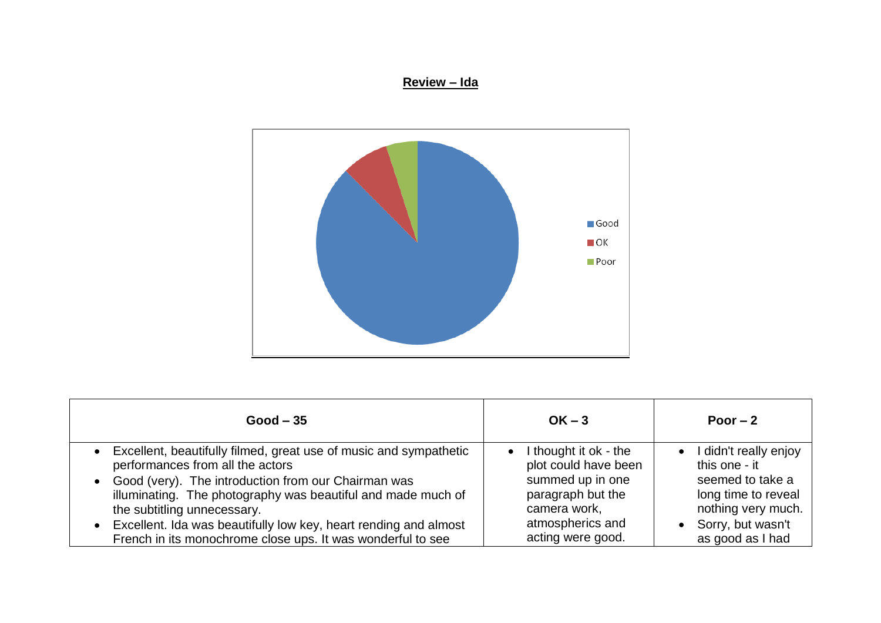**Review – Ida**

| Good – 35 | OK – 3 | Poor – 2 |
|---|---|---|
| • Excellent, beautifully filmed, great use of music and sympathetic performances from all the actors<br>• Good (very). The introduction from our Chairman was illuminating. The photography was beautiful and made much of the subtitling unnecessary.<br>• Excellent. Ida was beautifully low key, heart rending and almost French in its monochrome close ups. It was wonderful to see | • I thought it ok - the plot could have been summed up in one paragraph but the camera work, atmospherics and acting were good. | • I didn't really enjoy this one - it seemed to take a long time to reveal nothing very much.<br>• Sorry, but wasn't as good as I had |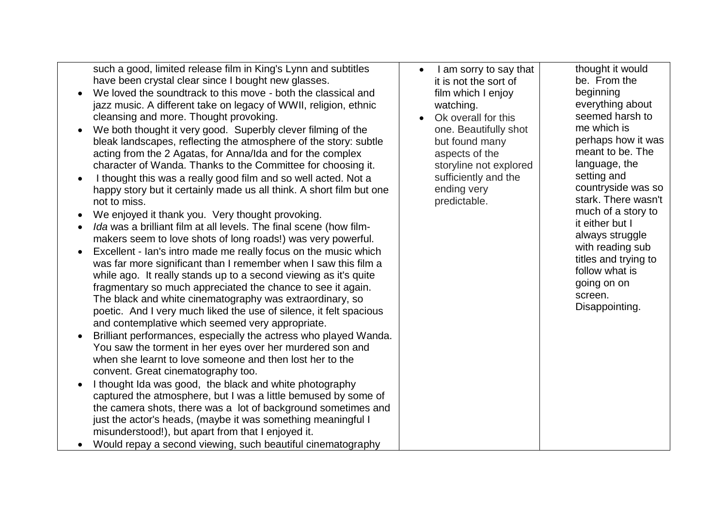| | | |
|---|---|---|
| such a good, limited release film in King's Lynn and subtitles have been crystal clear since I bought new glasses.<br>• We loved the soundtrack to this move - both the classical and jazz music. A different take on legacy of WWII, religion, ethnic cleansing and more. Thought provoking.<br>• We both thought it very good. Superbly clever filming of the bleak landscapes, reflecting the atmosphere of the story: subtle acting from the 2 Agatas, for Anna/Ida and for the complex character of Wanda. Thanks to the Committee for choosing it.<br>• I thought this was a really good film and so well acted. Not a happy story but it certainly made us all think. A short film but one not to miss.<br>• We enjoyed it thank you. Very thought provoking.<br>• *Ida* was a brilliant film at all levels. The final scene (how film-makers seem to love shots of long roads!) was very powerful.<br>• Excellent - Ian's intro made me really focus on the music which was far more significant than I remember when I saw this film a while ago. It really stands up to a second viewing as it's quite fragmentary so much appreciated the chance to see it again. The black and white cinematography was extraordinary, so poetic. And I very much liked the use of silence, it felt spacious and contemplative which seemed very appropriate.<br>• Brilliant performances, especially the actress who played Wanda. You saw the torment in her eyes over her murdered son and when she learnt to love someone and then lost her to the convent. Great cinematography too.<br>• I thought Ida was good, the black and white photography captured the atmosphere, but I was a little bemused by some of the camera shots, there was a lot of background sometimes and just the actor's heads, (maybe it was something meaningful I misunderstood!), but apart from that I enjoyed it.<br>• Would repay a second viewing, such beautiful cinematography | • I am sorry to say that it is not the sort of film which I enjoy watching.<br>• Ok overall for this one. Beautifully shot but found many aspects of the storyline not explored sufficiently and the ending very predictable. | thought it would be. From the beginning everything about seemed harsh to me which is perhaps how it was meant to be. The language, the setting and countryside was so stark. There wasn't much of a story to it either but I always struggle with reading sub titles and trying to follow what is going on on screen. Disappointing. |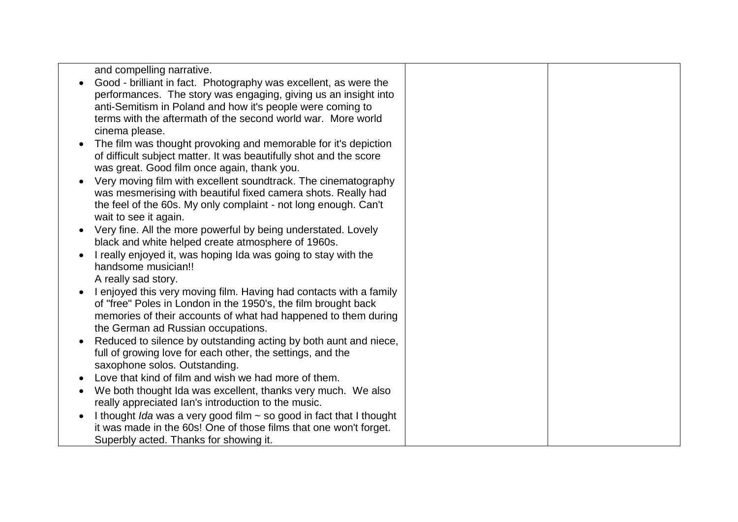| | | |
|---|---|---|
| and compelling narrative.<br>• Good - brilliant in fact. Photography was excellent, as were the performances. The story was engaging, giving us an insight into anti-Semitism in Poland and how it's people were coming to terms with the aftermath of the second world war. More world cinema please.<br>• The film was thought provoking and memorable for it's depiction of difficult subject matter. It was beautifully shot and the score was great. Good film once again, thank you.<br>• Very moving film with excellent soundtrack. The cinematography was mesmerising with beautiful fixed camera shots. Really had the feel of the 60s. My only complaint - not long enough. Can't wait to see it again.<br>• Very fine. All the more powerful by being understated. Lovely black and white helped create atmosphere of 1960s.<br>• I really enjoyed it, was hoping Ida was going to stay with the handsome musician!!<br>A really sad story.<br>• I enjoyed this very moving film. Having had contacts with a family of "free" Poles in London in the 1950's, the film brought back memories of their accounts of what had happened to them during the German ad Russian occupations.<br>• Reduced to silence by outstanding acting by both aunt and niece, full of growing love for each other, the settings, and the saxophone solos. Outstanding.<br>• Love that kind of film and wish we had more of them.<br>• We both thought Ida was excellent, thanks very much. We also really appreciated Ian's introduction to the music.<br>• I thought *Ida* was a very good film ~ so good in fact that I thought it was made in the 60s! One of those films that one won't forget. Superbly acted. Thanks for showing it. | | |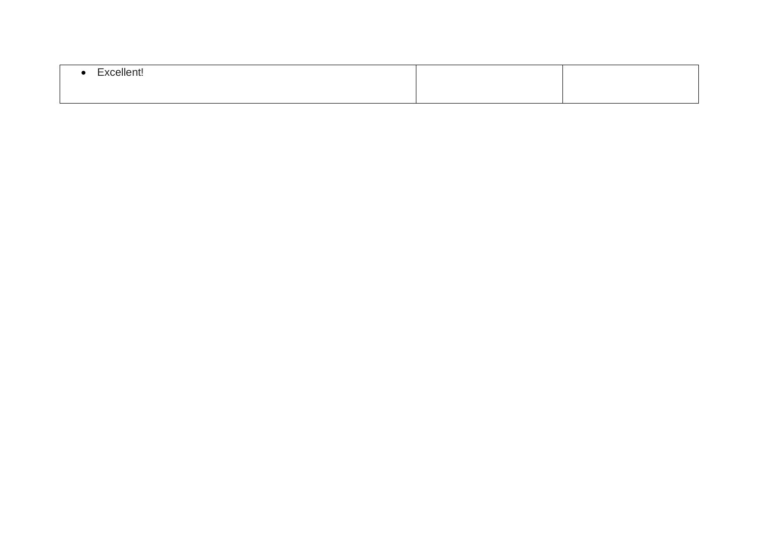| | | |
|---|---|---|
| • Excellent! | | |